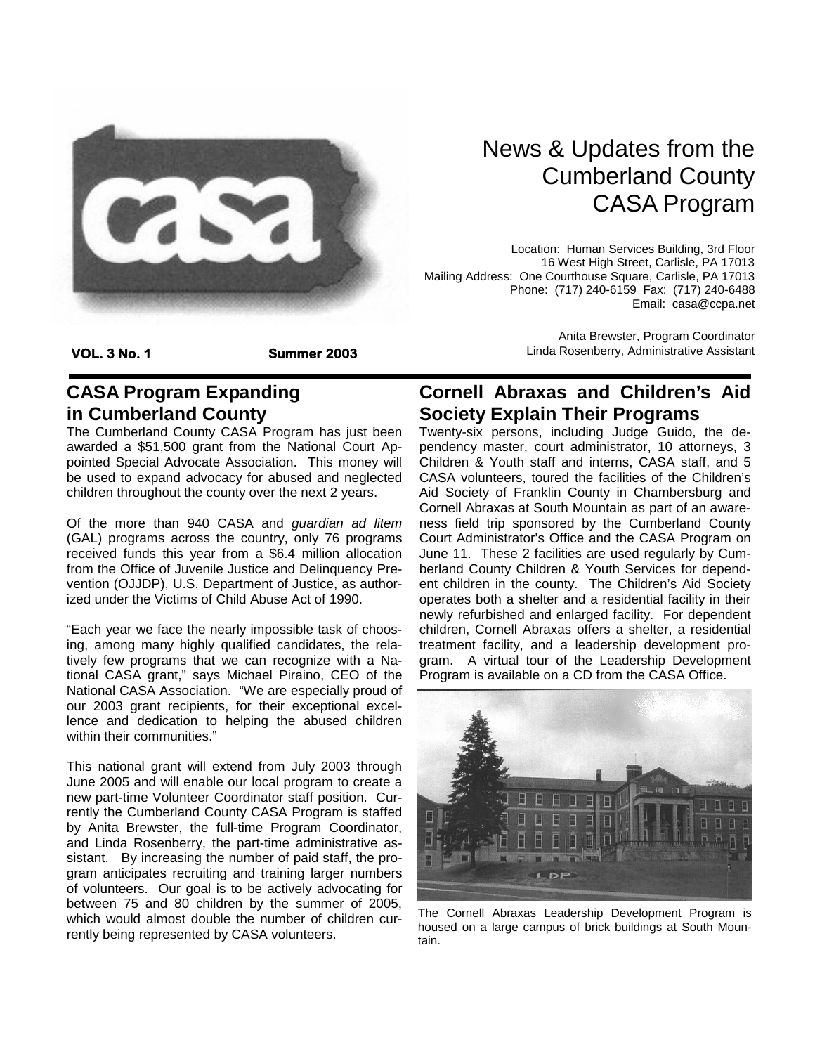# News & Updates from the Cumberland County CASA Program

Location: Human Services Building, 3rd Floor
16 West High Street, Carlisle, PA 17013
Mailing Address: One Courthouse Square, Carlisle, PA 17013
Phone: (717) 240-6159 Fax: (717) 240-6488
Email: casa@ccpa.net

Anita Brewster, Program Coordinator
Linda Rosenberry, Administrative Assistant

**VOL. 3 No. 1** **Summer 2003**

## CASA Program Expanding in Cumberland County

The Cumberland County CASA Program has just been awarded a $51,500 grant from the National Court Appointed Special Advocate Association. This money will be used to expand advocacy for abused and neglected children throughout the county over the next 2 years.

Of the more than 940 CASA and *guardian ad litem* (GAL) programs across the country, only 76 programs received funds this year from a $6.4 million allocation from the Office of Juvenile Justice and Delinquency Prevention (OJJDP), U.S. Department of Justice, as authorized under the Victims of Child Abuse Act of 1990.

"Each year we face the nearly impossible task of choosing, among many highly qualified candidates, the relatively few programs that we can recognize with a National CASA grant," says Michael Piraino, CEO of the National CASA Association. "We are especially proud of our 2003 grant recipients, for their exceptional excellence and dedication to helping the abused children within their communities."

This national grant will extend from July 2003 through June 2005 and will enable our local program to create a new part-time Volunteer Coordinator staff position. Currently the Cumberland County CASA Program is staffed by Anita Brewster, the full-time Program Coordinator, and Linda Rosenberry, the part-time administrative assistant. By increasing the number of paid staff, the program anticipates recruiting and training larger numbers of volunteers. Our goal is to be actively advocating for between 75 and 80 children by the summer of 2005, which would almost double the number of children currently being represented by CASA volunteers.

## Cornell Abraxas and Children's Aid Society Explain Their Programs

Twenty-six persons, including Judge Guido, the dependency master, court administrator, 10 attorneys, 3 Children & Youth staff and interns, CASA staff, and 5 CASA volunteers, toured the facilities of the Children's Aid Society of Franklin County in Chambersburg and Cornell Abraxas at South Mountain as part of an awareness field trip sponsored by the Cumberland County Court Administrator's Office and the CASA Program on June 11. These 2 facilities are used regularly by Cumberland County Children & Youth Services for dependent children in the county. The Children's Aid Society operates both a shelter and a residential facility in their newly refurbished and enlarged facility. For dependent children, Cornell Abraxas offers a shelter, a residential treatment facility, and a leadership development program. A virtual tour of the Leadership Development Program is available on a CD from the CASA Office.

The Cornell Abraxas Leadership Development Program is housed on a large campus of brick buildings at South Mountain.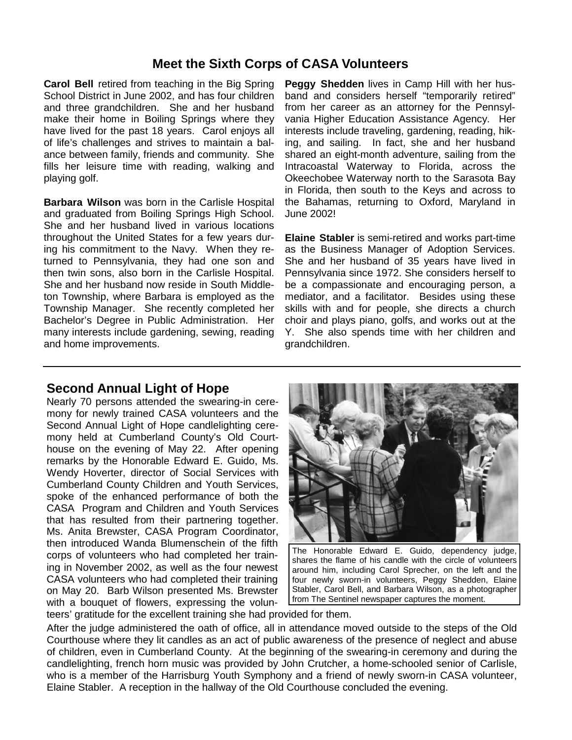## Meet the Sixth Corps of CASA Volunteers

**Carol Bell** retired from teaching in the Big Spring School District in June 2002, and has four children and three grandchildren. She and her husband make their home in Boiling Springs where they have lived for the past 18 years. Carol enjoys all of life's challenges and strives to maintain a balance between family, friends and community. She fills her leisure time with reading, walking and playing golf.

**Barbara Wilson** was born in the Carlisle Hospital and graduated from Boiling Springs High School. She and her husband lived in various locations throughout the United States for a few years during his commitment to the Navy. When they returned to Pennsylvania, they had one son and then twin sons, also born in the Carlisle Hospital. She and her husband now reside in South Middleton Township, where Barbara is employed as the Township Manager. She recently completed her Bachelor's Degree in Public Administration. Her many interests include gardening, sewing, reading and home improvements.

**Peggy Shedden** lives in Camp Hill with her husband and considers herself "temporarily retired" from her career as an attorney for the Pennsylvania Higher Education Assistance Agency. Her interests include traveling, gardening, reading, hiking, and sailing. In fact, she and her husband shared an eight-month adventure, sailing from the Intracoastal Waterway to Florida, across the Okeechobee Waterway north to the Sarasota Bay in Florida, then south to the Keys and across to the Bahamas, returning to Oxford, Maryland in June 2002!

**Elaine Stabler** is semi-retired and works part-time as the Business Manager of Adoption Services. She and her husband of 35 years have lived in Pennsylvania since 1972. She considers herself to be a compassionate and encouraging person, a mediator, and a facilitator. Besides using these skills with and for people, she directs a church choir and plays piano, golfs, and works out at the Y. She also spends time with her children and grandchildren.

## Second Annual Light of Hope

Nearly 70 persons attended the swearing-in ceremony for newly trained CASA volunteers and the Second Annual Light of Hope candlelighting ceremony held at Cumberland County's Old Courthouse on the evening of May 22. After opening remarks by the Honorable Edward E. Guido, Ms. Wendy Hoverter, director of Social Services with Cumberland County Children and Youth Services, spoke of the enhanced performance of both the CASA Program and Children and Youth Services that has resulted from their partnering together. Ms. Anita Brewster, CASA Program Coordinator, then introduced Wanda Blumenschein of the fifth corps of volunteers who had completed her training in November 2002, as well as the four newest CASA volunteers who had completed their training on May 20. Barb Wilson presented Ms. Brewster with a bouquet of flowers, expressing the volunteers' gratitude for the excellent training she had provided for them.

The Honorable Edward E. Guido, dependency judge, shares the flame of his candle with the circle of volunteers around him, including Carol Sprecher, on the left and the four newly sworn-in volunteers, Peggy Shedden, Elaine Stabler, Carol Bell, and Barbara Wilson, as a photographer from The Sentinel newspaper captures the moment.

After the judge administered the oath of office, all in attendance moved outside to the steps of the Old Courthouse where they lit candles as an act of public awareness of the presence of neglect and abuse of children, even in Cumberland County. At the beginning of the swearing-in ceremony and during the candlelighting, french horn music was provided by John Crutcher, a home-schooled senior of Carlisle, who is a member of the Harrisburg Youth Symphony and a friend of newly sworn-in CASA volunteer, Elaine Stabler. A reception in the hallway of the Old Courthouse concluded the evening.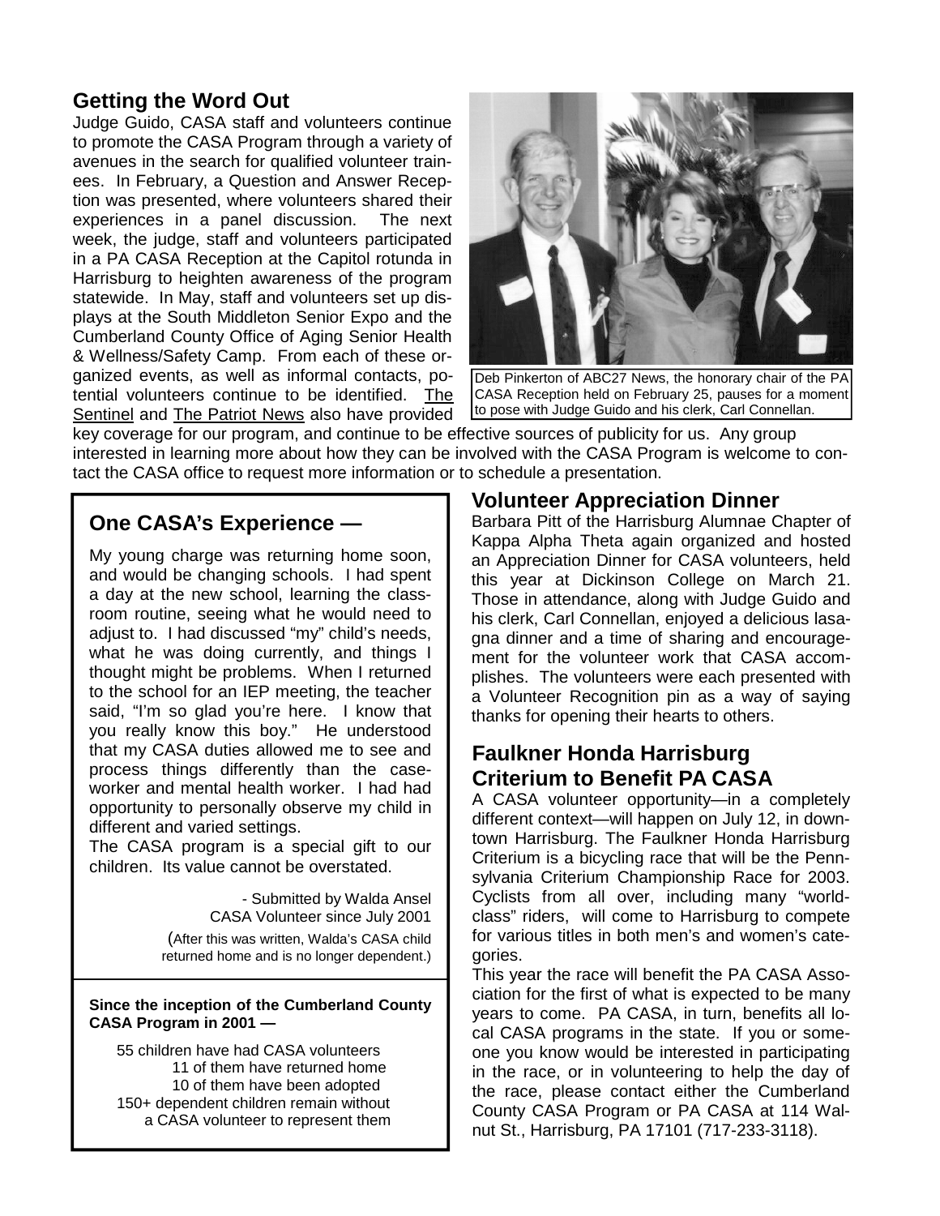## Getting the Word Out

Judge Guido, CASA staff and volunteers continue to promote the CASA Program through a variety of avenues in the search for qualified volunteer trainees. In February, a Question and Answer Reception was presented, where volunteers shared their experiences in a panel discussion. The next week, the judge, staff and volunteers participated in a PA CASA Reception at the Capitol rotunda in Harrisburg to heighten awareness of the program statewide. In May, staff and volunteers set up displays at the South Middleton Senior Expo and the Cumberland County Office of Aging Senior Health & Wellness/Safety Camp. From each of these organized events, as well as informal contacts, potential volunteers continue to be identified. The Sentinel and The Patriot News also have provided key coverage for our program, and continue to be effective sources of publicity for us. Any group interested in learning more about how they can be involved with the CASA Program is welcome to contact the CASA office to request more information or to schedule a presentation.

Deb Pinkerton of ABC27 News, the honorary chair of the PA CASA Reception held on February 25, pauses for a moment to pose with Judge Guido and his clerk, Carl Connellan.

## One CASA's Experience —

My young charge was returning home soon, and would be changing schools. I had spent a day at the new school, learning the classroom routine, seeing what he would need to adjust to. I had discussed "my" child's needs, what he was doing currently, and things I thought might be problems. When I returned to the school for an IEP meeting, the teacher said, "I'm so glad you're here. I know that you really know this boy." He understood that my CASA duties allowed me to see and process things differently than the caseworker and mental health worker. I had had opportunity to personally observe my child in different and varied settings.

The CASA program is a special gift to our children. Its value cannot be overstated.

- Submitted by Walda Ansel
CASA Volunteer since July 2001

(After this was written, Walda's CASA child returned home and is no longer dependent.)

**Since the inception of the Cumberland County CASA Program in 2001 —**

55 children have had CASA volunteers
11 of them have returned home
10 of them have been adopted
150+ dependent children remain without a CASA volunteer to represent them

## Volunteer Appreciation Dinner

Barbara Pitt of the Harrisburg Alumnae Chapter of Kappa Alpha Theta again organized and hosted an Appreciation Dinner for CASA volunteers, held this year at Dickinson College on March 21. Those in attendance, along with Judge Guido and his clerk, Carl Connellan, enjoyed a delicious lasagna dinner and a time of sharing and encouragement for the volunteer work that CASA accomplishes. The volunteers were each presented with a Volunteer Recognition pin as a way of saying thanks for opening their hearts to others.

## Faulkner Honda Harrisburg Criterium to Benefit PA CASA

A CASA volunteer opportunity—in a completely different context—will happen on July 12, in downtown Harrisburg. The Faulkner Honda Harrisburg Criterium is a bicycling race that will be the Pennsylvania Criterium Championship Race for 2003. Cyclists from all over, including many "world-class" riders, will come to Harrisburg to compete for various titles in both men's and women's categories.

This year the race will benefit the PA CASA Association for the first of what is expected to be many years to come. PA CASA, in turn, benefits all local CASA programs in the state. If you or someone you know would be interested in participating in the race, or in volunteering to help the day of the race, please contact either the Cumberland County CASA Program or PA CASA at 114 Walnut St., Harrisburg, PA 17101 (717-233-3118).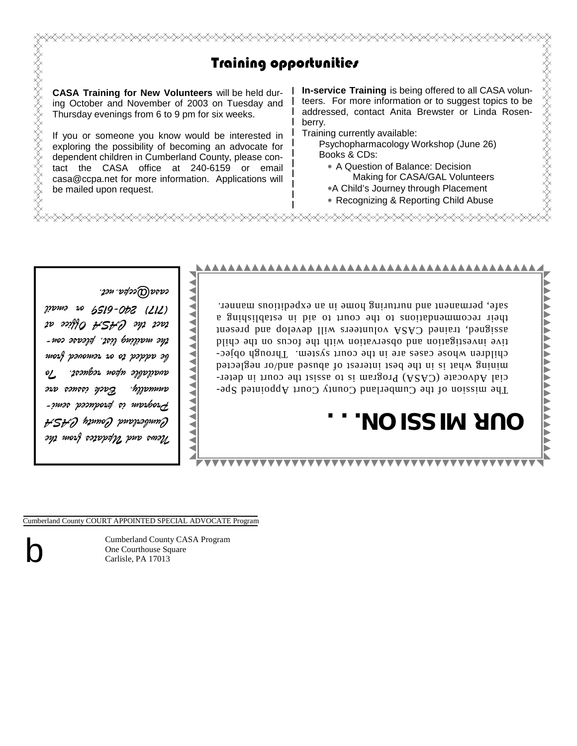## Training opportunities

**CASA Training for New Volunteers** will be held during October and November of 2003 on Tuesday and Thursday evenings from 6 to 9 pm for six weeks.

If you or someone you know would be interested in exploring the possibility of becoming an advocate for dependent children in Cumberland County, please contact the CASA office at 240-6159 or email casa@ccpa.net for more information. Applications will be mailed upon request.

**In-service Training** is being offered to all CASA volunteers. For more information or to suggest topics to be addressed, contact Anita Brewster or Linda Rosenberry.

Training currently available:

Psychopharmacology Workshop (June 26)

Books & CDs:

- A Question of Balance: Decision Making for CASA/GAL Volunteers
- A Child's Journey through Placement
- Recognizing & Reporting Child Abuse

# OUR MISSION. . .

The mission of the Cumberland County Court Appointed Special Advocate (CASA) Program is to assist the court in determining what is in the best interest of abused and/or neglected children whose cases are in the court system. Through objective investigation and observation with the focus on the child assigned, trained CASA volunteers will develop and present their recommendations to the court to aid in establishing a safe, permanent and nurturing home in an expeditious manner.

*News and Updates from the Cumberland County CASA Program is produced semi-annually. Each issues are available upon request. To be added to or removed from the mailing list, please contact the CASA Office at (717) 240-6159 or email casa@ccpa.net.*

Cumberland County COURT APPOINTED SPECIAL ADVOCATE Program

Cumberland County CASA Program
One Courthouse Square
Carlisle, PA 17013